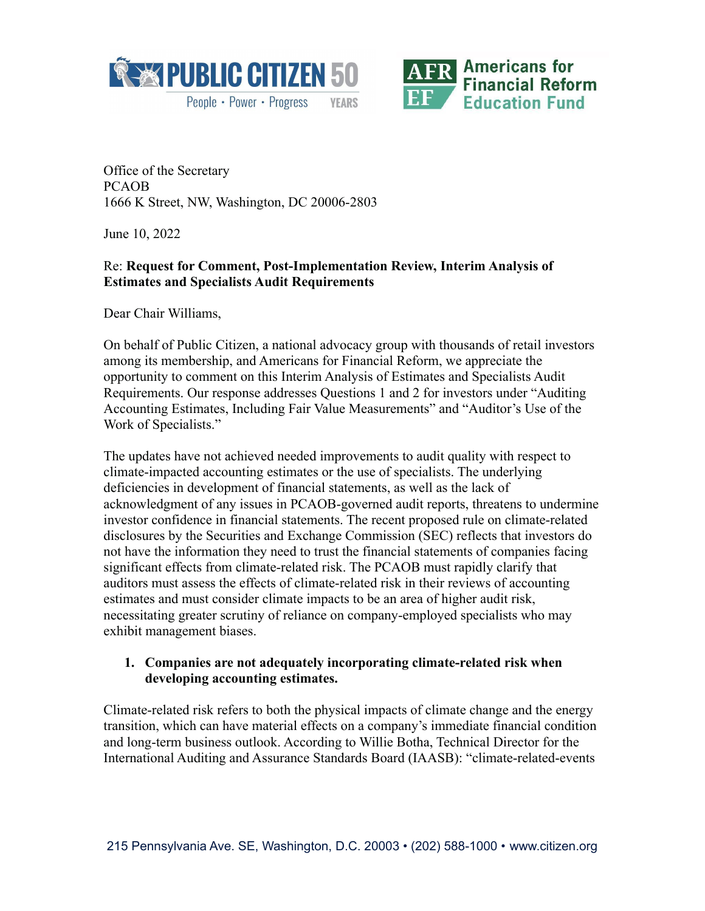Office of the Secretary
PCAOB
1666 K Street, NW, Washington, DC 20006-2803

June 10, 2022

Re: **Request for Comment, Post-Implementation Review, Interim Analysis of Estimates and Specialists Audit Requirements**

Dear Chair Williams,

On behalf of Public Citizen, a national advocacy group with thousands of retail investors among its membership, and Americans for Financial Reform, we appreciate the opportunity to comment on this Interim Analysis of Estimates and Specialists Audit Requirements. Our response addresses Questions 1 and 2 for investors under "Auditing Accounting Estimates, Including Fair Value Measurements" and "Auditor's Use of the Work of Specialists."

The updates have not achieved needed improvements to audit quality with respect to climate-impacted accounting estimates or the use of specialists. The underlying deficiencies in development of financial statements, as well as the lack of acknowledgment of any issues in PCAOB-governed audit reports, threatens to undermine investor confidence in financial statements. The recent proposed rule on climate-related disclosures by the Securities and Exchange Commission (SEC) reflects that investors do not have the information they need to trust the financial statements of companies facing significant effects from climate-related risk. The PCAOB must rapidly clarify that auditors must assess the effects of climate-related risk in their reviews of accounting estimates and must consider climate impacts to be an area of higher audit risk, necessitating greater scrutiny of reliance on company-employed specialists who may exhibit management biases.

1. **Companies are not adequately incorporating climate-related risk when developing accounting estimates.**

Climate-related risk refers to both the physical impacts of climate change and the energy transition, which can have material effects on a company's immediate financial condition and long-term business outlook. According to Willie Botha, Technical Director for the International Auditing and Assurance Standards Board (IAASB): "climate-related-events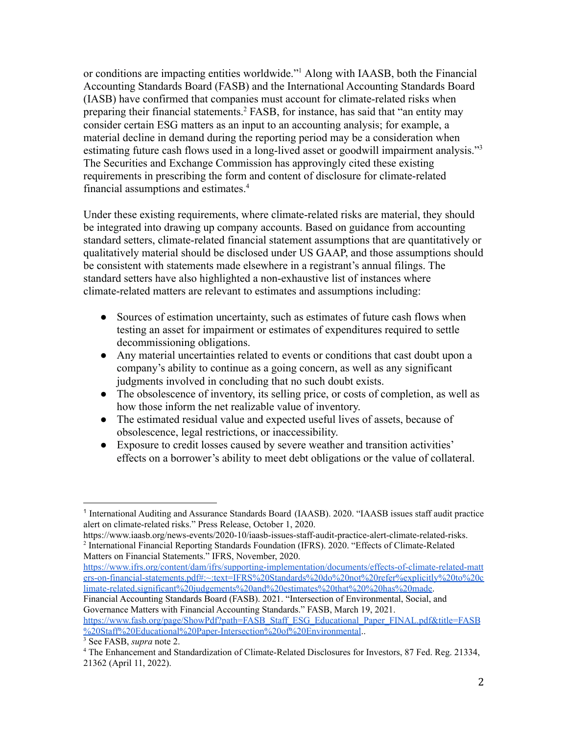or conditions are impacting entities worldwide."[1] Along with IAASB, both the Financial Accounting Standards Board (FASB) and the International Accounting Standards Board (IASB) have confirmed that companies must account for climate-related risks when preparing their financial statements.[2] FASB, for instance, has said that "an entity may consider certain ESG matters as an input to an accounting analysis; for example, a material decline in demand during the reporting period may be a consideration when estimating future cash flows used in a long-lived asset or goodwill impairment analysis."[3] The Securities and Exchange Commission has approvingly cited these existing requirements in prescribing the form and content of disclosure for climate-related financial assumptions and estimates.[4]

Under these existing requirements, where climate-related risks are material, they should be integrated into drawing up company accounts. Based on guidance from accounting standard setters, climate-related financial statement assumptions that are quantitatively or qualitatively material should be disclosed under US GAAP, and those assumptions should be consistent with statements made elsewhere in a registrant's annual filings. The standard setters have also highlighted a non-exhaustive list of instances where climate-related matters are relevant to estimates and assumptions including:

- Sources of estimation uncertainty, such as estimates of future cash flows when testing an asset for impairment or estimates of expenditures required to settle decommissioning obligations.
- Any material uncertainties related to events or conditions that cast doubt upon a company's ability to continue as a going concern, as well as any significant judgments involved in concluding that no such doubt exists.
- The obsolescence of inventory, its selling price, or costs of completion, as well as how those inform the net realizable value of inventory.
- The estimated residual value and expected useful lives of assets, because of obsolescence, legal restrictions, or inaccessibility.
- Exposure to credit losses caused by severe weather and transition activities' effects on a borrower's ability to meet debt obligations or the value of collateral.

---

[1] International Auditing and Assurance Standards Board (IAASB). 2020. "IAASB issues staff audit practice alert on climate-related risks." Press Release, October 1, 2020. https://www.iaasb.org/news-events/2020-10/iaasb-issues-staff-audit-practice-alert-climate-related-risks.

[2] International Financial Reporting Standards Foundation (IFRS). 2020. "Effects of Climate-Related Matters on Financial Statements." IFRS, November, 2020. https://www.ifrs.org/content/dam/ifrs/supporting-implementation/documents/effects-of-climate-related-matters-on-financial-statements.pdf#:~:text=IFRS%20Standards%20do%20not%20refer%20explicitly%20to%20climate-related,significant%20judgements%20and%20estimates%20that%20%20has%20made.
Financial Accounting Standards Board (FASB). 2021. "Intersection of Environmental, Social, and Governance Matters with Financial Accounting Standards." FASB, March 19, 2021. https://www.fasb.org/page/ShowPdf?path=FASB_Staff_ESG_Educational_Paper_FINAL.pdf&title=FASB%20Staff%20Educational%20Paper-Intersection%20of%20Environmental..

[3] See FASB, *supra* note 2.

[4] The Enhancement and Standardization of Climate-Related Disclosures for Investors, 87 Fed. Reg. 21334, 21362 (April 11, 2022).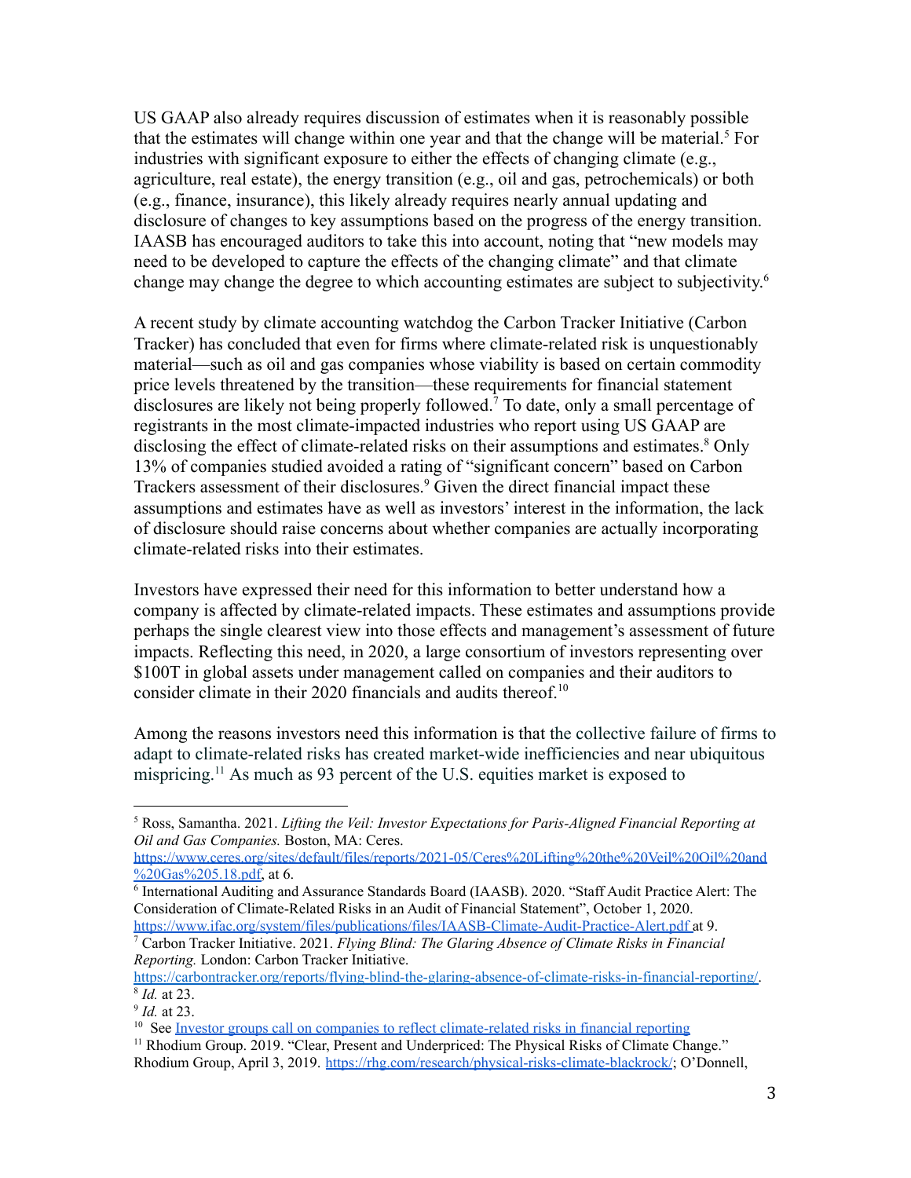US GAAP also already requires discussion of estimates when it is reasonably possible that the estimates will change within one year and that the change will be material.[5] For industries with significant exposure to either the effects of changing climate (e.g., agriculture, real estate), the energy transition (e.g., oil and gas, petrochemicals) or both (e.g., finance, insurance), this likely already requires nearly annual updating and disclosure of changes to key assumptions based on the progress of the energy transition. IAASB has encouraged auditors to take this into account, noting that "new models may need to be developed to capture the effects of the changing climate" and that climate change may change the degree to which accounting estimates are subject to subjectivity.[6]

A recent study by climate accounting watchdog the Carbon Tracker Initiative (Carbon Tracker) has concluded that even for firms where climate-related risk is unquestionably material—such as oil and gas companies whose viability is based on certain commodity price levels threatened by the transition—these requirements for financial statement disclosures are likely not being properly followed.[7] To date, only a small percentage of registrants in the most climate-impacted industries who report using US GAAP are disclosing the effect of climate-related risks on their assumptions and estimates.[8] Only 13% of companies studied avoided a rating of "significant concern" based on Carbon Trackers assessment of their disclosures.[9] Given the direct financial impact these assumptions and estimates have as well as investors' interest in the information, the lack of disclosure should raise concerns about whether companies are actually incorporating climate-related risks into their estimates.

Investors have expressed their need for this information to better understand how a company is affected by climate-related impacts. These estimates and assumptions provide perhaps the single clearest view into those effects and management's assessment of future impacts. Reflecting this need, in 2020, a large consortium of investors representing over $100T in global assets under management called on companies and their auditors to consider climate in their 2020 financials and audits thereof.[10]

Among the reasons investors need this information is that the collective failure of firms to adapt to climate-related risks has created market-wide inefficiencies and near ubiquitous mispricing.[11] As much as 93 percent of the U.S. equities market is exposed to

---

[5] Ross, Samantha. 2021. *Lifting the Veil: Investor Expectations for Paris-Aligned Financial Reporting at Oil and Gas Companies.* Boston, MA: Ceres. https://www.ceres.org/sites/default/files/reports/2021-05/Ceres%20Lifting%20the%20Veil%20Oil%20and%20Gas%205.18.pdf, at 6.

[6] International Auditing and Assurance Standards Board (IAASB). 2020. "Staff Audit Practice Alert: The Consideration of Climate-Related Risks in an Audit of Financial Statement", October 1, 2020. https://www.ifac.org/system/files/publications/files/IAASB-Climate-Audit-Practice-Alert.pdf at 9.

[7] Carbon Tracker Initiative. 2021. *Flying Blind: The Glaring Absence of Climate Risks in Financial Reporting.* London: Carbon Tracker Initiative. https://carbontracker.org/reports/flying-blind-the-glaring-absence-of-climate-risks-in-financial-reporting/.

[8] *Id.* at 23.

[9] *Id.* at 23.

[10] See Investor groups call on companies to reflect climate-related risks in financial reporting

[11] Rhodium Group. 2019. "Clear, Present and Underpriced: The Physical Risks of Climate Change." Rhodium Group, April 3, 2019. https://rhg.com/research/physical-risks-climate-blackrock/; O'Donnell,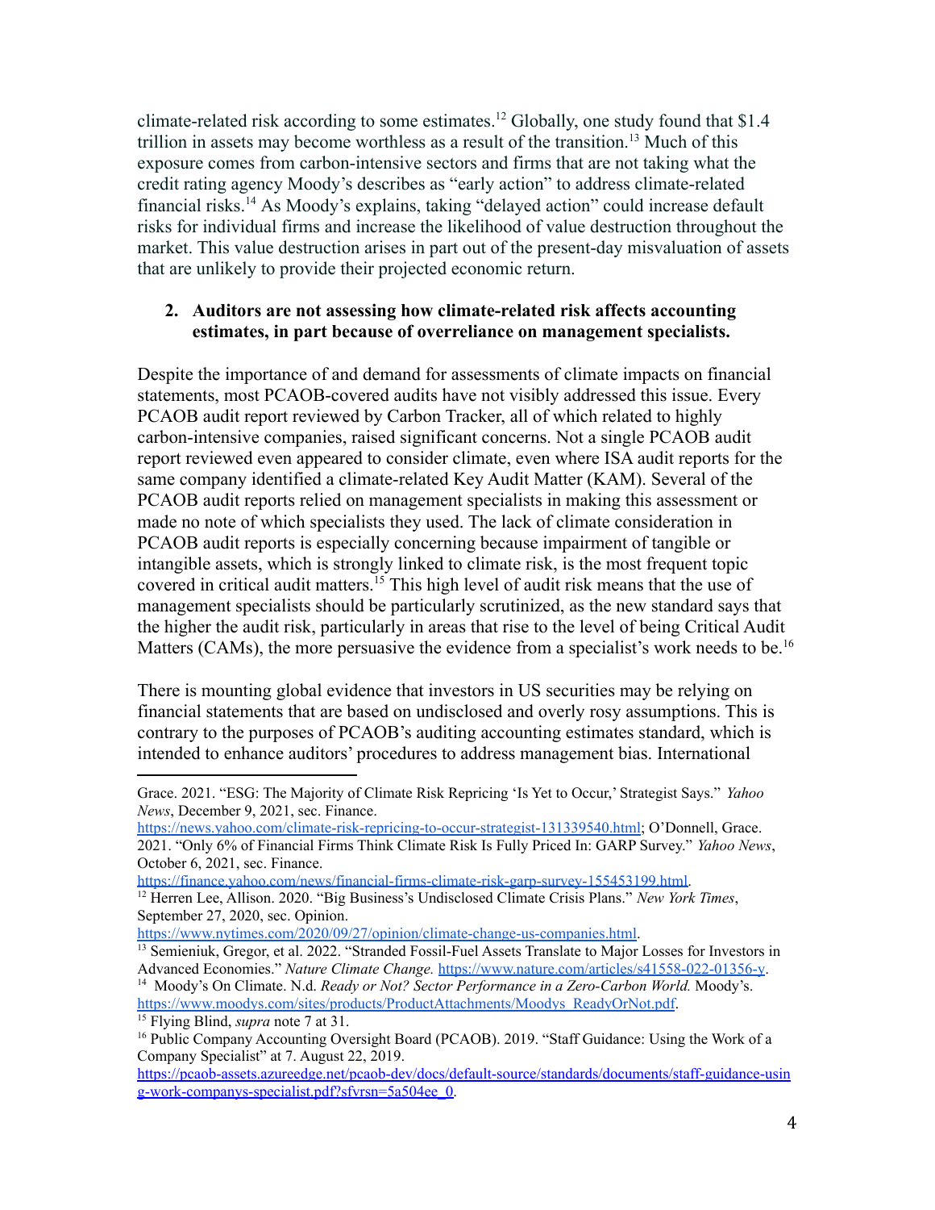climate-related risk according to some estimates.[12] Globally, one study found that $1.4 trillion in assets may become worthless as a result of the transition.[13] Much of this exposure comes from carbon-intensive sectors and firms that are not taking what the credit rating agency Moody's describes as "early action" to address climate-related financial risks.[14] As Moody's explains, taking "delayed action" could increase default risks for individual firms and increase the likelihood of value destruction throughout the market. This value destruction arises in part out of the present-day misvaluation of assets that are unlikely to provide their projected economic return.

2. **Auditors are not assessing how climate-related risk affects accounting estimates, in part because of overreliance on management specialists.**

Despite the importance of and demand for assessments of climate impacts on financial statements, most PCAOB-covered audits have not visibly addressed this issue. Every PCAOB audit report reviewed by Carbon Tracker, all of which related to highly carbon-intensive companies, raised significant concerns. Not a single PCAOB audit report reviewed even appeared to consider climate, even where ISA audit reports for the same company identified a climate-related Key Audit Matter (KAM). Several of the PCAOB audit reports relied on management specialists in making this assessment or made no note of which specialists they used. The lack of climate consideration in PCAOB audit reports is especially concerning because impairment of tangible or intangible assets, which is strongly linked to climate risk, is the most frequent topic covered in critical audit matters.[15] This high level of audit risk means that the use of management specialists should be particularly scrutinized, as the new standard says that the higher the audit risk, particularly in areas that rise to the level of being Critical Audit Matters (CAMs), the more persuasive the evidence from a specialist's work needs to be.[16]

There is mounting global evidence that investors in US securities may be relying on financial statements that are based on undisclosed and overly rosy assumptions. This is contrary to the purposes of PCAOB's auditing accounting estimates standard, which is intended to enhance auditors' procedures to address management bias. International

---

Grace. 2021. "ESG: The Majority of Climate Risk Repricing 'Is Yet to Occur,' Strategist Says." *Yahoo News*, December 9, 2021, sec. Finance. https://news.yahoo.com/climate-risk-repricing-to-occur-strategist-131339540.html; O'Donnell, Grace. 2021. "Only 6% of Financial Firms Think Climate Risk Is Fully Priced In: GARP Survey." *Yahoo News*, October 6, 2021, sec. Finance. https://finance.yahoo.com/news/financial-firms-climate-risk-garp-survey-155453199.html.

[12] Herren Lee, Allison. 2020. "Big Business's Undisclosed Climate Crisis Plans." *New York Times*, September 27, 2020, sec. Opinion. https://www.nytimes.com/2020/09/27/opinion/climate-change-us-companies.html.

[13] Semieniuk, Gregor, et al. 2022. "Stranded Fossil-Fuel Assets Translate to Major Losses for Investors in Advanced Economies." *Nature Climate Change.* https://www.nature.com/articles/s41558-022-01356-y.

[14] Moody's On Climate. N.d. *Ready or Not? Sector Performance in a Zero-Carbon World.* Moody's. https://www.moodys.com/sites/products/ProductAttachments/Moodys_ReadyOrNot.pdf.

[15] Flying Blind, *supra* note 7 at 31.

[16] Public Company Accounting Oversight Board (PCAOB). 2019. "Staff Guidance: Using the Work of a Company Specialist" at 7. August 22, 2019. https://pcaob-assets.azureedge.net/pcaob-dev/docs/default-source/standards/documents/staff-guidance-using-work-companys-specialist.pdf?sfvrsn=5a504ee_0.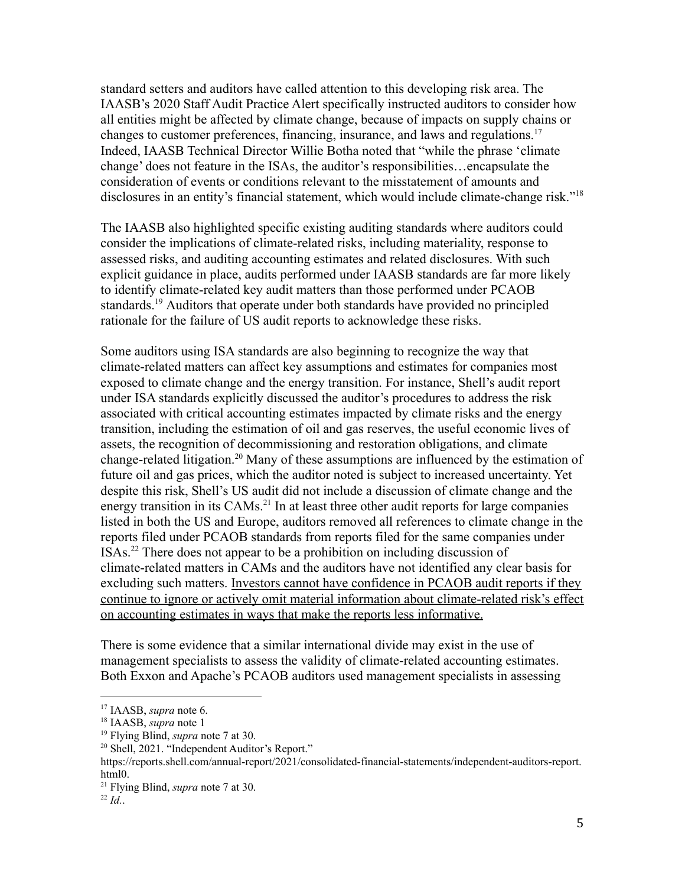standard setters and auditors have called attention to this developing risk area. The IAASB's 2020 Staff Audit Practice Alert specifically instructed auditors to consider how all entities might be affected by climate change, because of impacts on supply chains or changes to customer preferences, financing, insurance, and laws and regulations.[17] Indeed, IAASB Technical Director Willie Botha noted that "while the phrase 'climate change' does not feature in the ISAs, the auditor's responsibilities…encapsulate the consideration of events or conditions relevant to the misstatement of amounts and disclosures in an entity's financial statement, which would include climate-change risk."[18]

The IAASB also highlighted specific existing auditing standards where auditors could consider the implications of climate-related risks, including materiality, response to assessed risks, and auditing accounting estimates and related disclosures. With such explicit guidance in place, audits performed under IAASB standards are far more likely to identify climate-related key audit matters than those performed under PCAOB standards.[19] Auditors that operate under both standards have provided no principled rationale for the failure of US audit reports to acknowledge these risks.

Some auditors using ISA standards are also beginning to recognize the way that climate-related matters can affect key assumptions and estimates for companies most exposed to climate change and the energy transition. For instance, Shell's audit report under ISA standards explicitly discussed the auditor's procedures to address the risk associated with critical accounting estimates impacted by climate risks and the energy transition, including the estimation of oil and gas reserves, the useful economic lives of assets, the recognition of decommissioning and restoration obligations, and climate change-related litigation.[20] Many of these assumptions are influenced by the estimation of future oil and gas prices, which the auditor noted is subject to increased uncertainty. Yet despite this risk, Shell's US audit did not include a discussion of climate change and the energy transition in its CAMs.[21] In at least three other audit reports for large companies listed in both the US and Europe, auditors removed all references to climate change in the reports filed under PCAOB standards from reports filed for the same companies under ISAs.[22] There does not appear to be a prohibition on including discussion of climate-related matters in CAMs and the auditors have not identified any clear basis for excluding such matters. <u>Investors cannot have confidence in PCAOB audit reports if they continue to ignore or actively omit material information about climate-related risk's effect on accounting estimates in ways that make the reports less informative.</u>

There is some evidence that a similar international divide may exist in the use of management specialists to assess the validity of climate-related accounting estimates. Both Exxon and Apache's PCAOB auditors used management specialists in assessing

---

[17] IAASB, *supra* note 6.

[18] IAASB, *supra* note 1

[19] Flying Blind, *supra* note 7 at 30.

[20] Shell, 2021. "Independent Auditor's Report." https://reports.shell.com/annual-report/2021/consolidated-financial-statements/independent-auditors-report.html0.

[21] Flying Blind, *supra* note 7 at 30.

[22] *Id.*.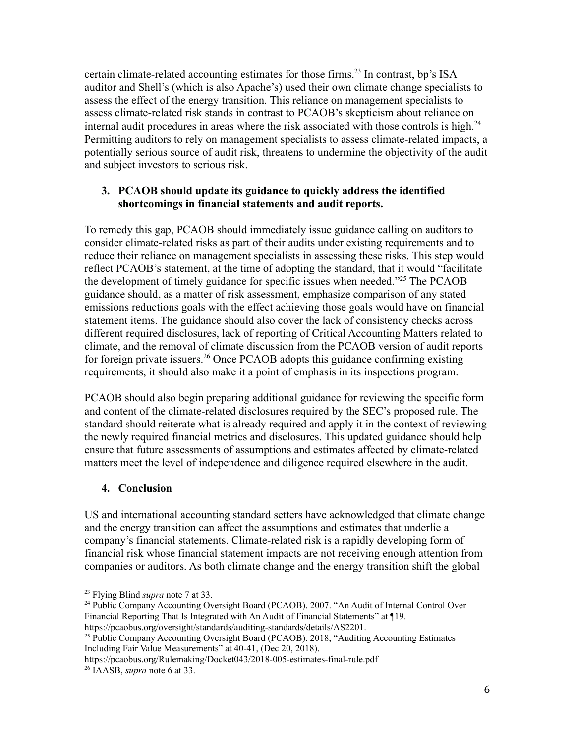certain climate-related accounting estimates for those firms.[23] In contrast, bp's ISA auditor and Shell's (which is also Apache's) used their own climate change specialists to assess the effect of the energy transition. This reliance on management specialists to assess climate-related risk stands in contrast to PCAOB's skepticism about reliance on internal audit procedures in areas where the risk associated with those controls is high.[24] Permitting auditors to rely on management specialists to assess climate-related impacts, a potentially serious source of audit risk, threatens to undermine the objectivity of the audit and subject investors to serious risk.

### 3. PCAOB should update its guidance to quickly address the identified shortcomings in financial statements and audit reports.

To remedy this gap, PCAOB should immediately issue guidance calling on auditors to consider climate-related risks as part of their audits under existing requirements and to reduce their reliance on management specialists in assessing these risks. This step would reflect PCAOB's statement, at the time of adopting the standard, that it would "facilitate the development of timely guidance for specific issues when needed."[25] The PCAOB guidance should, as a matter of risk assessment, emphasize comparison of any stated emissions reductions goals with the effect achieving those goals would have on financial statement items. The guidance should also cover the lack of consistency checks across different required disclosures, lack of reporting of Critical Accounting Matters related to climate, and the removal of climate discussion from the PCAOB version of audit reports for foreign private issuers.[26] Once PCAOB adopts this guidance confirming existing requirements, it should also make it a point of emphasis in its inspections program.

PCAOB should also begin preparing additional guidance for reviewing the specific form and content of the climate-related disclosures required by the SEC's proposed rule. The standard should reiterate what is already required and apply it in the context of reviewing the newly required financial metrics and disclosures. This updated guidance should help ensure that future assessments of assumptions and estimates affected by climate-related matters meet the level of independence and diligence required elsewhere in the audit.

### 4. Conclusion

US and international accounting standard setters have acknowledged that climate change and the energy transition can affect the assumptions and estimates that underlie a company's financial statements. Climate-related risk is a rapidly developing form of financial risk whose financial statement impacts are not receiving enough attention from companies or auditors. As both climate change and the energy transition shift the global

---

[23] Flying Blind *supra* note 7 at 33.

[24] Public Company Accounting Oversight Board (PCAOB). 2007. "An Audit of Internal Control Over Financial Reporting That Is Integrated with An Audit of Financial Statements" at ¶19. https://pcaobus.org/oversight/standards/auditing-standards/details/AS2201.

[25] Public Company Accounting Oversight Board (PCAOB). 2018, "Auditing Accounting Estimates Including Fair Value Measurements" at 40-41, (Dec 20, 2018). https://pcaobus.org/Rulemaking/Docket043/2018-005-estimates-final-rule.pdf

[26] IAASB, *supra* note 6 at 33.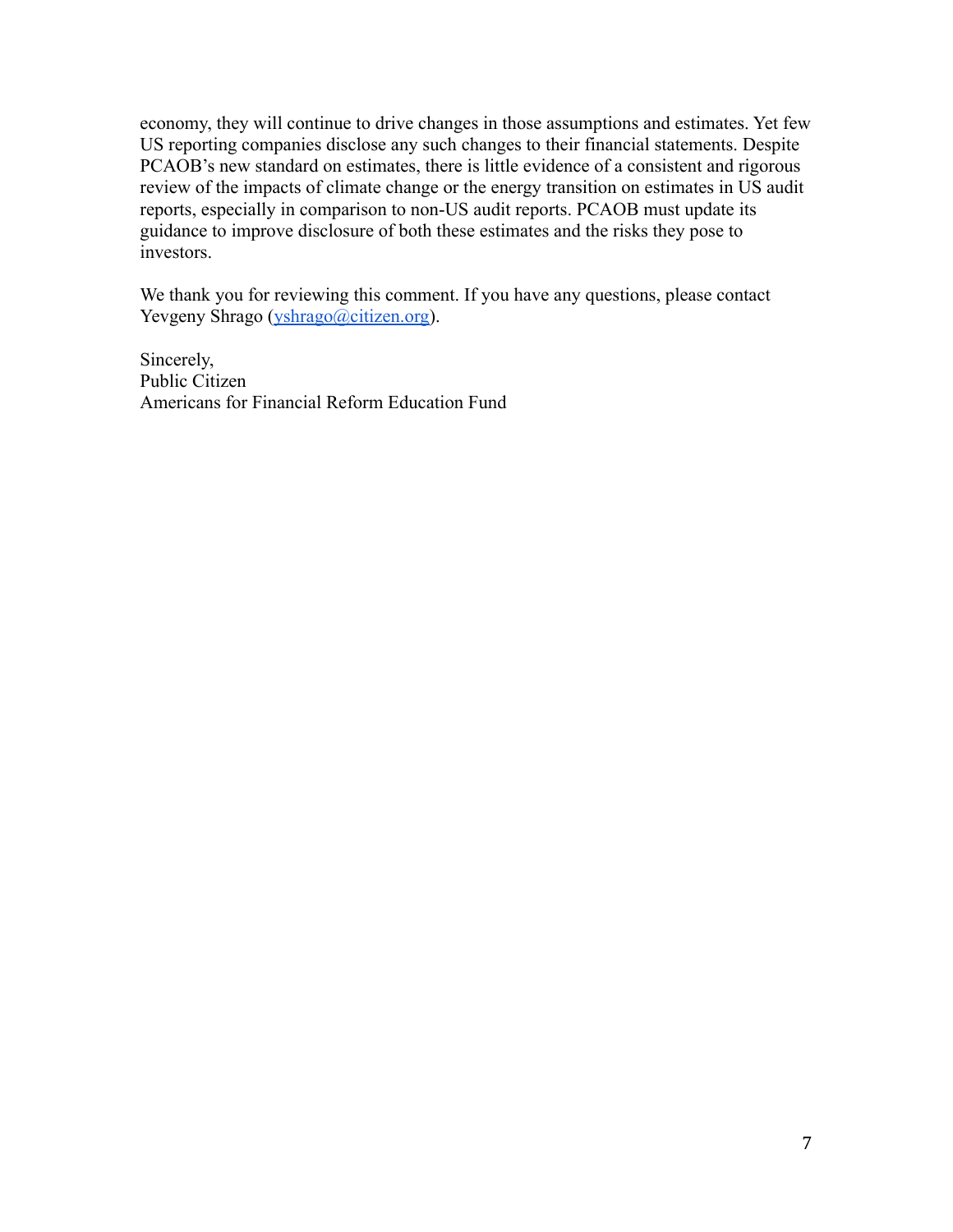economy, they will continue to drive changes in those assumptions and estimates. Yet few US reporting companies disclose any such changes to their financial statements. Despite PCAOB's new standard on estimates, there is little evidence of a consistent and rigorous review of the impacts of climate change or the energy transition on estimates in US audit reports, especially in comparison to non-US audit reports. PCAOB must update its guidance to improve disclosure of both these estimates and the risks they pose to investors.

We thank you for reviewing this comment. If you have any questions, please contact Yevgeny Shrago (yshrago@citizen.org).

Sincerely,
Public Citizen
Americans for Financial Reform Education Fund